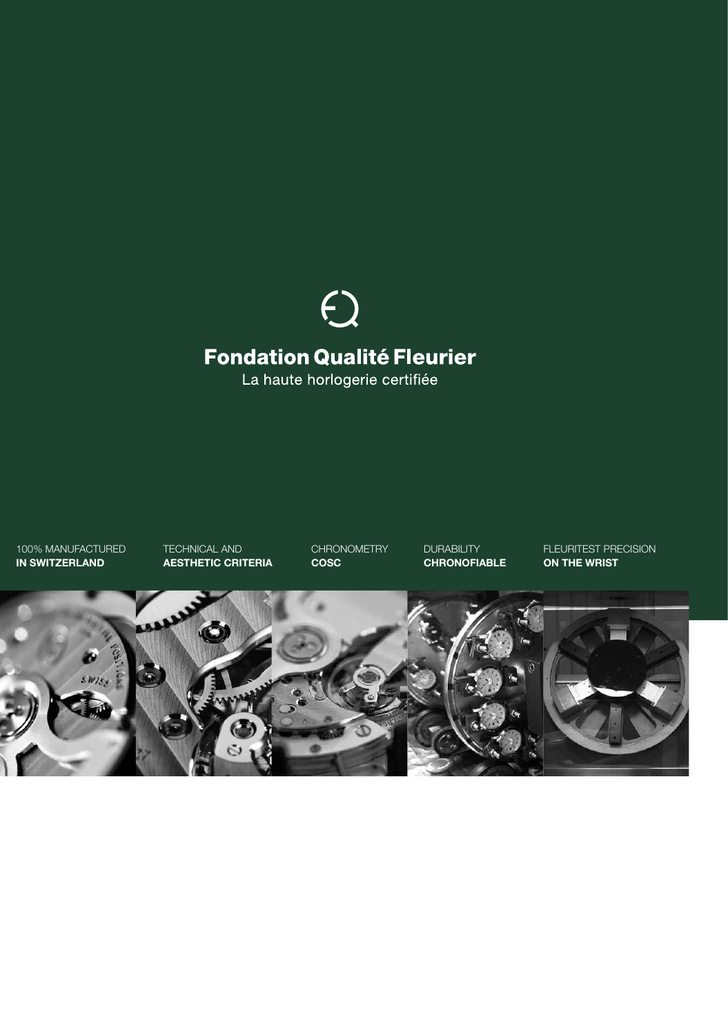# Fondation Qualité Fleurier

La haute horlogerie certifiée

100% MANUFACTURED
**IN SWITZERLAND**

TECHNICAL AND
**AESTHETIC CRITERIA**

CHRONOMETRY
**COSC**

DURABILITY
**CHRONOFIABLE**

FLEURITEST PRECISION
**ON THE WRIST**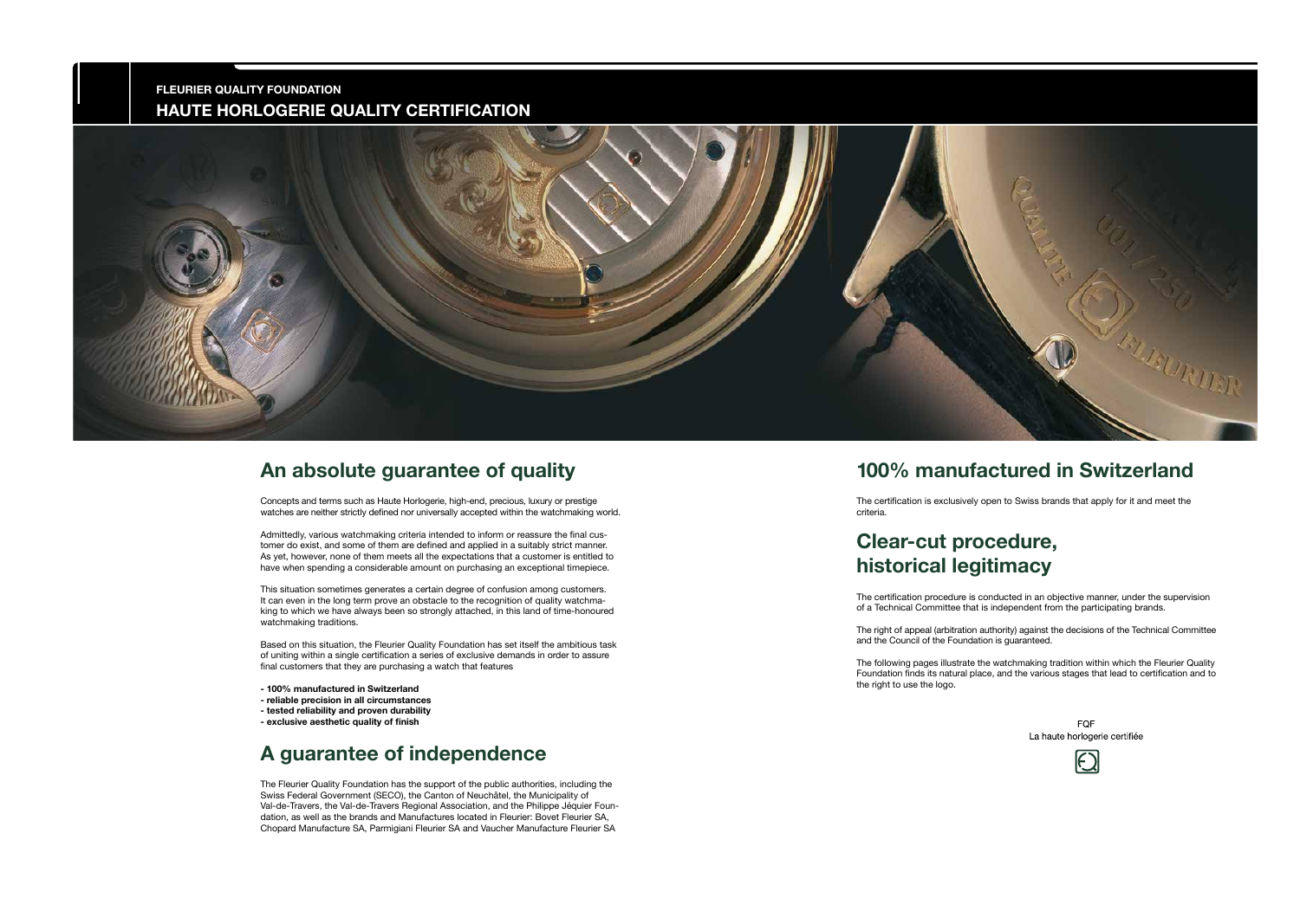FLEURIER QUALITY FOUNDATION

HAUTE HORLOGERIE QUALITY CERTIFICATION

## An absolute guarantee of quality

Concepts and terms such as Haute Horlogerie, high-end, precious, luxury or prestige watches are neither strictly defined nor universally accepted within the watchmaking world.

Admittedly, various watchmaking criteria intended to inform or reassure the final customer do exist, and some of them are defined and applied in a suitably strict manner. As yet, however, none of them meets all the expectations that a customer is entitled to have when spending a considerable amount on purchasing an exceptional timepiece.

This situation sometimes generates a certain degree of confusion among customers. It can even in the long term prove an obstacle to the recognition of quality watchmaking to which we have always been so strongly attached, in this land of time-honoured watchmaking traditions.

Based on this situation, the Fleurier Quality Foundation has set itself the ambitious task of uniting within a single certification a series of exclusive demands in order to assure final customers that they are purchasing a watch that features

- **100% manufactured in Switzerland**
- **reliable precision in all circumstances**
- **tested reliability and proven durability**
- **exclusive aesthetic quality of finish**

## A guarantee of independence

The Fleurier Quality Foundation has the support of the public authorities, including the Swiss Federal Government (SECO), the Canton of Neuchâtel, the Municipality of Val-de-Travers, the Val-de-Travers Regional Association, and the Philippe Jéquier Foundation, as well as the brands and Manufactures located in Fleurier: Bovet Fleurier SA, Chopard Manufacture SA, Parmigiani Fleurier SA and Vaucher Manufacture Fleurier SA

## 100% manufactured in Switzerland

The certification is exclusively open to Swiss brands that apply for it and meet the criteria.

## Clear-cut procedure, historical legitimacy

The certification procedure is conducted in an objective manner, under the supervision of a Technical Committee that is independent from the participating brands.

The right of appeal (arbitration authority) against the decisions of the Technical Committee and the Council of the Foundation is guaranteed.

The following pages illustrate the watchmaking tradition within which the Fleurier Quality Foundation finds its natural place, and the various stages that lead to certification and to the right to use the logo.

FQF
La haute horlogerie certifiée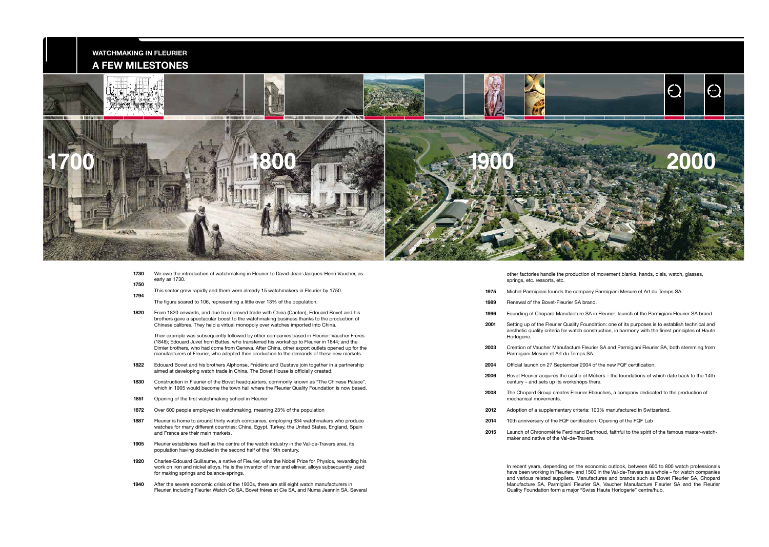**WATCHMAKING IN FLEURIER**

# A FEW MILESTONES

1700 1800 1900 2000

**1730** We owe the introduction of watchmaking in Fleurier to David-Jean-Jacques-Henri Vaucher, as early as 1730.

**1750** This sector grew rapidly and there were already 15 watchmakers in Fleurier by 1750.

**1794** The figure soared to 106, representing a little over 13% of the population.

**1820** From 1820 onwards, and due to improved trade with China (Canton), Edouard Bovet and his brothers gave a spectacular boost to the watchmaking business thanks to the production of Chinese calibres. They held a virtual monopoly over watches imported into China.

Their example was subsequently followed by other companies based in Fleurier: Vaucher Frères (1848); Edouard Juvet from Buttes, who transferred his workshop to Fleurier in 1844; and the Dimier brothers, who had come from Geneva. After China, other export outlets opened up for the manufacturers of Fleurier, who adapted their production to the demands of these new markets.

**1822** Edouard Bovet and his brothers Alphonse, Frédéric and Gustave join together in a partnership aimed at developing watch trade in China. The Bovet House is officially created.

**1830** Construction in Fleurier of the Bovet headquarters, commonly known as "The Chinese Palace", which in 1905 would become the town hall where the Fleurier Quality Foundation is now based.

**1851** Opening of the first watchmaking school in Fleurier

**1872** Over 600 people employed in watchmaking, meaning 23% of the population

**1887** Fleurier is home to around thirty watch companies, employing 634 watchmakers who produce watches for many different countries: China, Egypt, Turkey, the United States, England, Spain and France are their main markets.

**1905** Fleurier establishes itself as the centre of the watch industry in the Val-de-Travers area, its population having doubled in the second half of the 19th century.

**1920** Charles-Edouard Guillaume, a native of Fleurier, wins the Nobel Prize for Physics, rewarding his work on iron and nickel alloys. He is the inventor of invar and elinvar, alloys subsequently used for making springs and balance-springs.

**1940** After the severe economic crisis of the 1930s, there are still eight watch manufacturers in Fleurier, including Fleurier Watch Co SA, Bovet frères et Cie SA, and Numa Jeannin SA. Several other factories handle the production of movement blanks, hands, dials, watch, glasses, springs, etc. ressorts, etc.

**1975** Michel Parmigiani founds the company Parmigiani Mesure et Art du Temps SA.

**1989** Renewal of the Bovet-Fleurier SA brand.

**1996** Founding of Chopard Manufacture SA in Fleurier; launch of the Parmigiani Fleurier SA brand

**2001** Setting up of the Fleurier Quality Foundation: one of its purposes is to establish technical and aesthetic quality criteria for watch construction, in harmony with the finest principles of Haute Horlogerie.

**2003** Creation of Vaucher Manufacture Fleurier SA and Parmigiani Fleurier SA, both stemming from Parmigiani Mesure et Art du Temps SA.

**2004** Official launch on 27 September 2004 of the new FQF certification.

**2006** Bovet Fleurier acquires the castle of Môtiers – the foundations of which date back to the 14th century – and sets up its workshops there.

**2008** The Chopard Group creates Fleurier Ebauches, a company dedicated to the production of mechanical movements.

**2012** Adoption of a supplementary criteria: 100% manufactured in Switzerland.

**2014** 10th anniversary of the FQF certification, Opening of the FQF Lab

**2015** Launch of Chronométrie Ferdinand Berthoud, faithful to the spirit of the famous master-watch-maker and native of the Val-de-Travers.

In recent years, depending on the economic outlook, between 600 to 800 watch professionals have been working in Fleurier– and 1500 in the Val-de-Travers as a whole – for watch companies and various related suppliers. Manufactures and brands such as Bovet Fleurier SA, Chopard Manufacture SA, Parmigiani Fleurier SA, Vaucher Manufacture Fleurier SA and the Fleurier Quality Foundation form a major "Swiss Haute Horlogerie" centre/hub.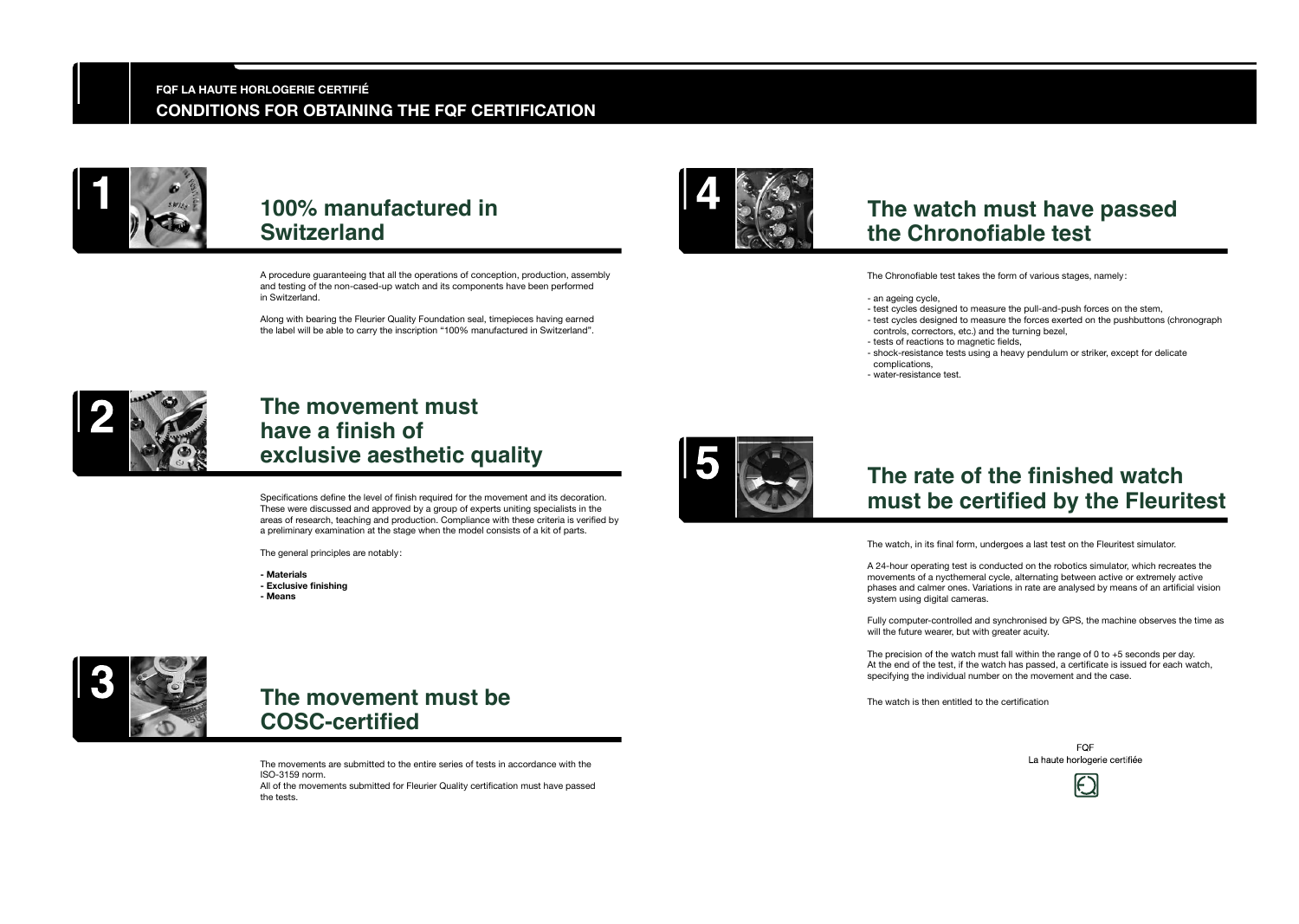**FQF LA HAUTE HORLOGERIE CERTIFIÉ**

# CONDITIONS FOR OBTAINING THE FQF CERTIFICATION

## 1 100% manufactured in Switzerland

A procedure guaranteeing that all the operations of conception, production, assembly and testing of the non-cased-up watch and its components have been performed in Switzerland.

Along with bearing the Fleurier Quality Foundation seal, timepieces having earned the label will be able to carry the inscription "100% manufactured in Switzerland".

## 2 The movement must have a finish of exclusive aesthetic quality

Specifications define the level of finish required for the movement and its decoration. These were discussed and approved by a group of experts uniting specialists in the areas of research, teaching and production. Compliance with these criteria is verified by a preliminary examination at the stage when the model consists of a kit of parts.

The general principles are notably:

- **Materials**
- **Exclusive finishing**
- **Means**

## 3 The movement must be COSC-certified

The movements are submitted to the entire series of tests in accordance with the ISO-3159 norm.
All of the movements submitted for Fleurier Quality certification must have passed the tests.

## 4 The watch must have passed the Chronofiable test

The Chronofiable test takes the form of various stages, namely:

- an ageing cycle,
- test cycles designed to measure the pull-and-push forces on the stem,
- test cycles designed to measure the forces exerted on the pushbuttons (chronograph controls, correctors, etc.) and the turning bezel,
- tests of reactions to magnetic fields,
- shock-resistance tests using a heavy pendulum or striker, except for delicate complications,
- water-resistance test.

## 5 The rate of the finished watch must be certified by the Fleuritest

The watch, in its final form, undergoes a last test on the Fleuritest simulator.

A 24-hour operating test is conducted on the robotics simulator, which recreates the movements of a nycthemeral cycle, alternating between active or extremely active phases and calmer ones. Variations in rate are analysed by means of an artificial vision system using digital cameras.

Fully computer-controlled and synchronised by GPS, the machine observes the time as will the future wearer, but with greater acuity.

The precision of the watch must fall within the range of 0 to +5 seconds per day.
At the end of the test, if the watch has passed, a certificate is issued for each watch, specifying the individual number on the movement and the case.

The watch is then entitled to the certification

FQF
La haute horlogerie certifiée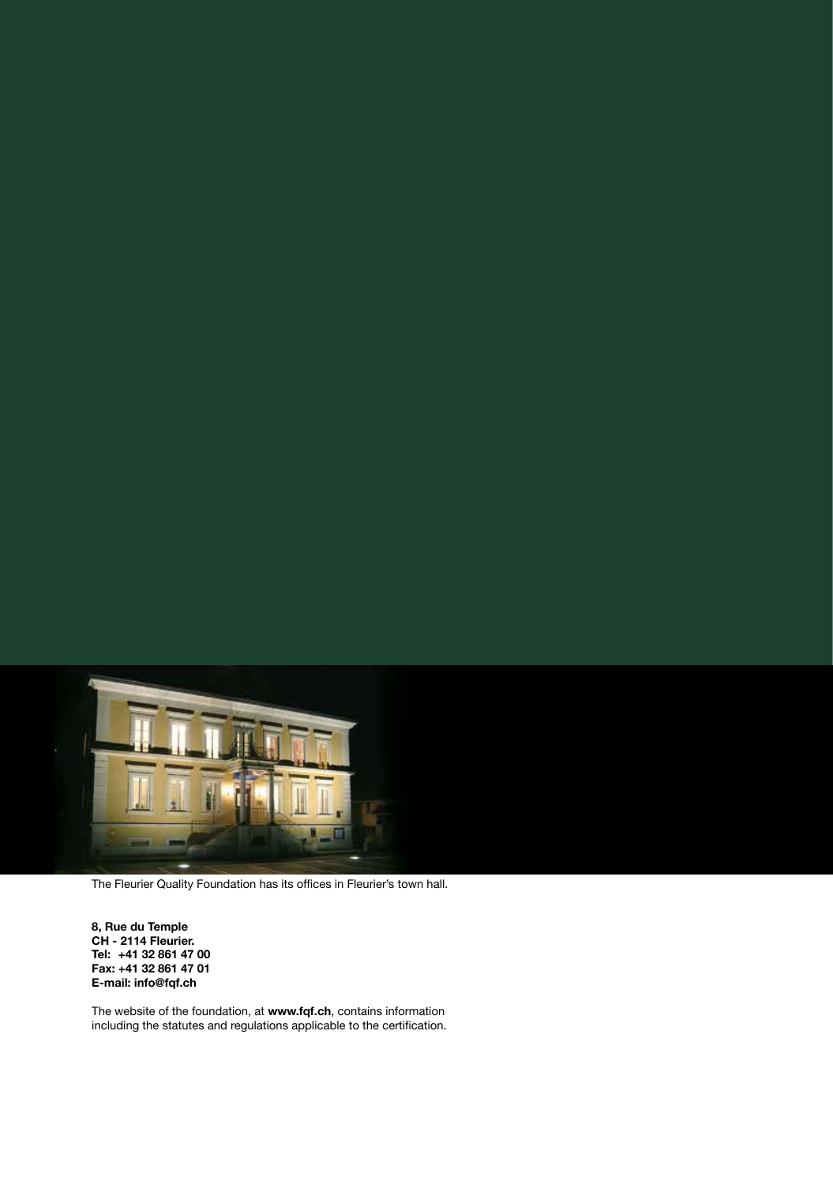The Fleurier Quality Foundation has its offices in Fleurier's town hall.

**8, Rue du Temple**
**CH - 2114 Fleurier.**
**Tel: +41 32 861 47 00**
**Fax: +41 32 861 47 01**
**E-mail: info@fqf.ch**

The website of the foundation, at **www.fqf.ch**, contains information including the statutes and regulations applicable to the certification.